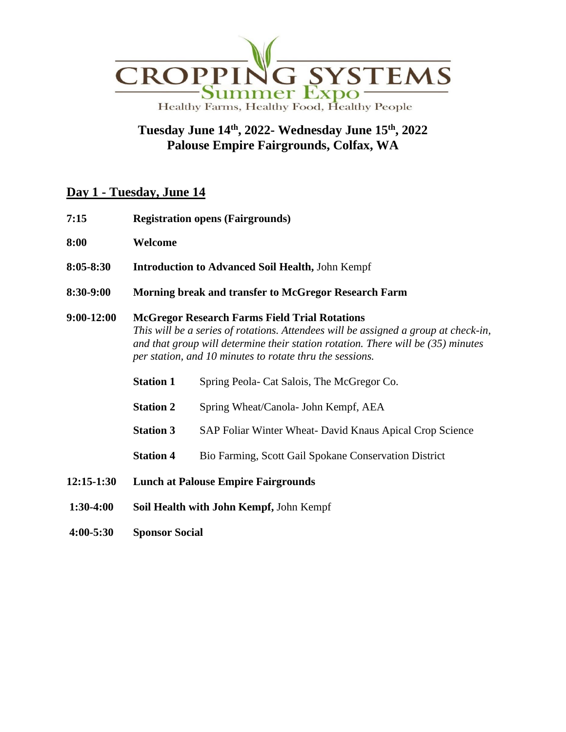# CROPPING SYSTEMS Summer Expo

Healthy Farms, Healthy Food, Healthy People

## Tuesday June 14th, 2022- Wednesday June 15th, 2022
## Palouse Empire Fairgrounds, Colfax, WA

## Day 1 - Tuesday, June 14

**7:15** **Registration opens (Fairgrounds)**

**8:00** **Welcome**

**8:05-8:30** **Introduction to Advanced Soil Health,** John Kempf

**8:30-9:00** **Morning break and transfer to McGregor Research Farm**

**9:00-12:00** **McGregor Research Farms Field Trial Rotations**

*This will be a series of rotations. Attendees will be assigned a group at check-in, and that group will determine their station rotation. There will be (35) minutes per station, and 10 minutes to rotate thru the sessions.*

- **Station 1** Spring Peola- Cat Salois, The McGregor Co.
- **Station 2** Spring Wheat/Canola- John Kempf, AEA
- **Station 3** SAP Foliar Winter Wheat- David Knaus Apical Crop Science
- **Station 4** Bio Farming, Scott Gail Spokane Conservation District

**12:15-1:30** **Lunch at Palouse Empire Fairgrounds**

**1:30-4:00** **Soil Health with John Kempf,** John Kempf

**4:00-5:30** **Sponsor Social**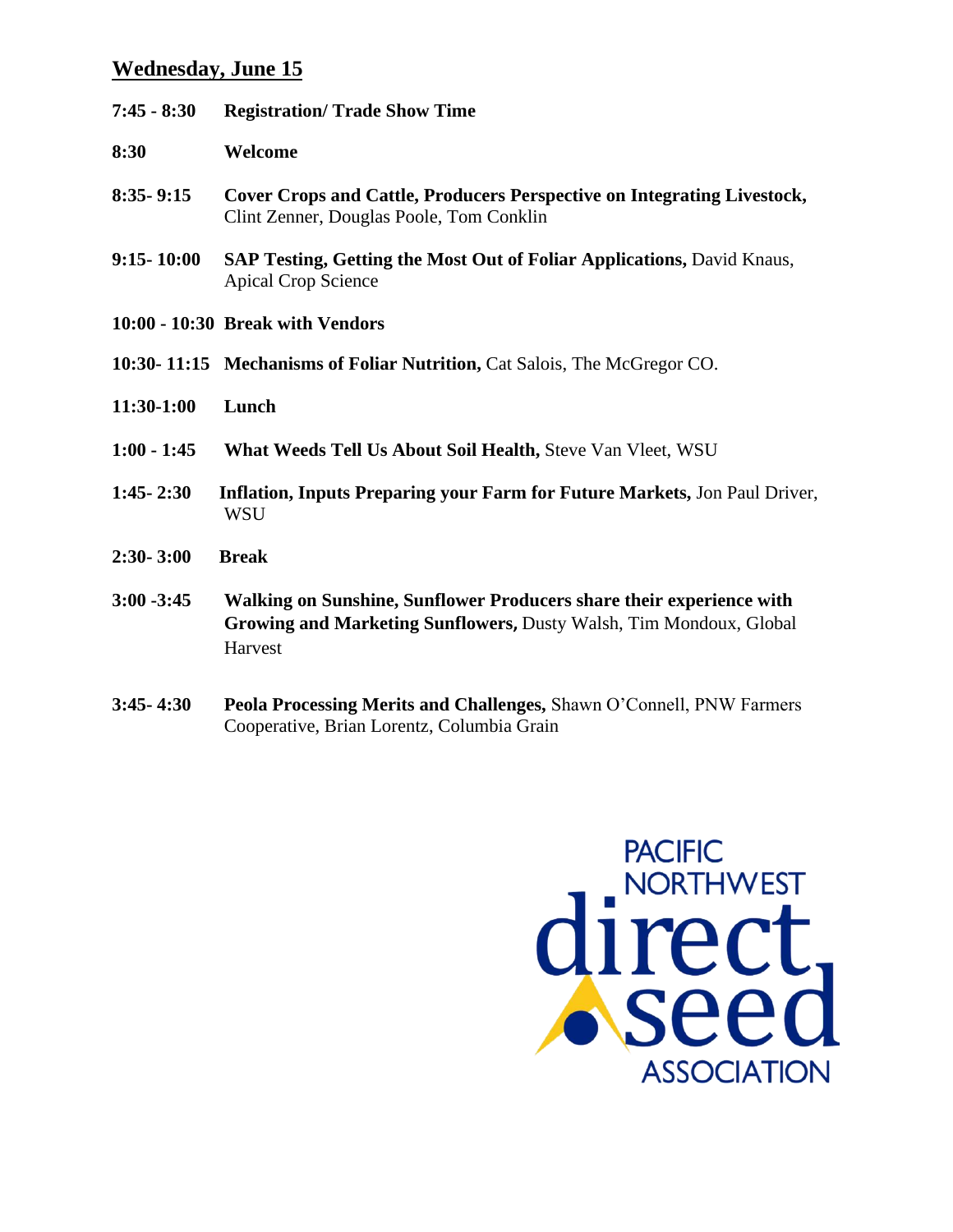## Wednesday, June 15

**7:45 - 8:30** **Registration/ Trade Show Time**

**8:30** **Welcome**

**8:35- 9:15** **Cover Crops and Cattle, Producers Perspective on Integrating Livestock,** Clint Zenner, Douglas Poole, Tom Conklin

**9:15- 10:00** **SAP Testing, Getting the Most Out of Foliar Applications,** David Knaus, Apical Crop Science

**10:00 - 10:30** **Break with Vendors**

**10:30- 11:15** **Mechanisms of Foliar Nutrition,** Cat Salois, The McGregor CO.

**11:30-1:00** **Lunch**

**1:00 - 1:45** **What Weeds Tell Us About Soil Health,** Steve Van Vleet, WSU

**1:45- 2:30** **Inflation, Inputs Preparing your Farm for Future Markets,** Jon Paul Driver, WSU

**2:30- 3:00** **Break**

**3:00 -3:45** **Walking on Sunshine, Sunflower Producers share their experience with Growing and Marketing Sunflowers,** Dusty Walsh, Tim Mondoux, Global Harvest

**3:45- 4:30** **Peola Processing Merits and Challenges,** Shawn O'Connell, PNW Farmers Cooperative, Brian Lorentz, Columbia Grain

PACIFIC NORTHWEST direct seed ASSOCIATION